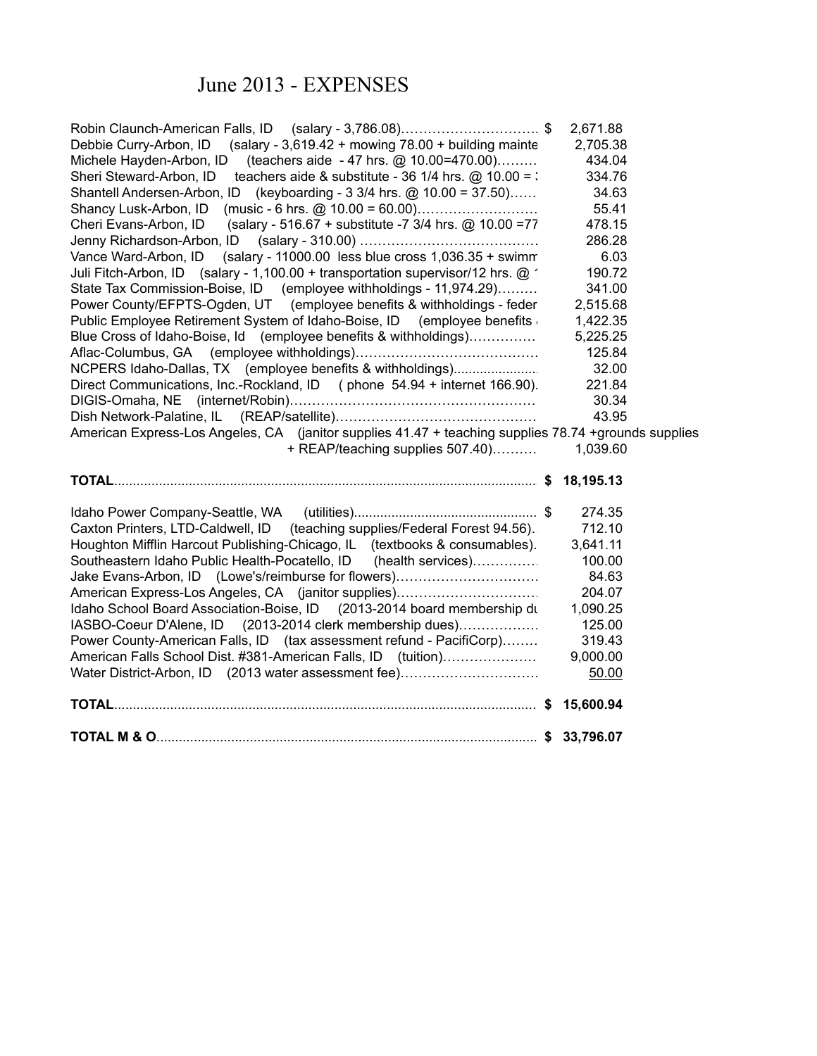# June 2013 - EXPENSES

| Description | Amount |
|---|---|
| Robin Claunch-American Falls, ID (salary - 3,786.08)………………………… $ | 2,671.88 |
| Debbie Curry-Arbon, ID (salary - 3,619.42 + mowing 78.00 + building mainte | 2,705.38 |
| Michele Hayden-Arbon, ID (teachers aide - 47 hrs. @ 10.00=470.00)……… | 434.04 |
| Sheri Steward-Arbon, ID teachers aide & substitute - 36 1/4 hrs. @ 10.00 = ; | 334.76 |
| Shantell Andersen-Arbon, ID (keyboarding - 3 3/4 hrs. @ 10.00 = 37.50)…… | 34.63 |
| Shancy Lusk-Arbon, ID (music - 6 hrs. @ 10.00 = 60.00)……………………… | 55.41 |
| Cheri Evans-Arbon, ID (salary - 516.67 + substitute -7 3/4 hrs. @ 10.00 =77 | 478.15 |
| Jenny Richardson-Arbon, ID (salary - 310.00) ………………………………… | 286.28 |
| Vance Ward-Arbon, ID (salary - 11000.00 less blue cross 1,036.35 + swimm | 6.03 |
| Juli Fitch-Arbon, ID (salary - 1,100.00 + transportation supervisor/12 hrs. @ 1 | 190.72 |
| State Tax Commission-Boise, ID (employee withholdings - 11,974.29)……… | 341.00 |
| Power County/EFPTS-Ogden, UT (employee benefits & withholdings - feder | 2,515.68 |
| Public Employee Retirement System of Idaho-Boise, ID (employee benefits | 1,422.35 |
| Blue Cross of Idaho-Boise, Id (employee benefits & withholdings)…………… | 5,225.25 |
| Aflac-Columbus, GA (employee withholdings)………………………………… | 125.84 |
| NCPERS Idaho-Dallas, TX (employee benefits & withholdings)..................... | 32.00 |
| Direct Communications, Inc.-Rockland, ID ( phone 54.94 + internet 166.90). | 221.84 |
| DIGIS-Omaha, NE (internet/Robin)………………………………………………… | 30.34 |
| Dish Network-Palatine, IL (REAP/satellite)……………………………………… | 43.95 |
| American Express-Los Angeles, CA (janitor supplies 41.47 + teaching supplies 78.74 +grounds supplies + REAP/teaching supplies 507.40)………. | 1,039.60 |
| **TOTAL**......................................................................................................... **$** | **18,195.13** |
| Idaho Power Company-Seattle, WA (utilities)................................................ $ | 274.35 |
| Caxton Printers, LTD-Caldwell, ID (teaching supplies/Federal Forest 94.56). | 712.10 |
| Houghton Mifflin Harcout Publishing-Chicago, IL (textbooks & consumables). | 3,641.11 |
| Southeastern Idaho Public Health-Pocatello, ID (health services)………….. | 100.00 |
| Jake Evans-Arbon, ID (Lowe's/reimburse for flowers)…………………………. | 84.63 |
| American Express-Los Angeles, CA (janitor supplies)…………………………. | 204.07 |
| Idaho School Board Association-Boise, ID (2013-2014 board membership du | 1,090.25 |
| IASBO-Coeur D'Alene, ID (2013-2014 clerk membership dues)……………… | 125.00 |
| Power County-American Falls, ID (tax assessment refund - PacifiCorp)…….. | 319.43 |
| American Falls School Dist. #381-American Falls, ID (tuition)………………… | 9,000.00 |
| Water District-Arbon, ID (2013 water assessment fee)…………………………. | 50.00 |
| **TOTAL**......................................................................................................... **$** | **15,600.94** |
| **TOTAL M & O**............................................................................................ **$** | **33,796.07** |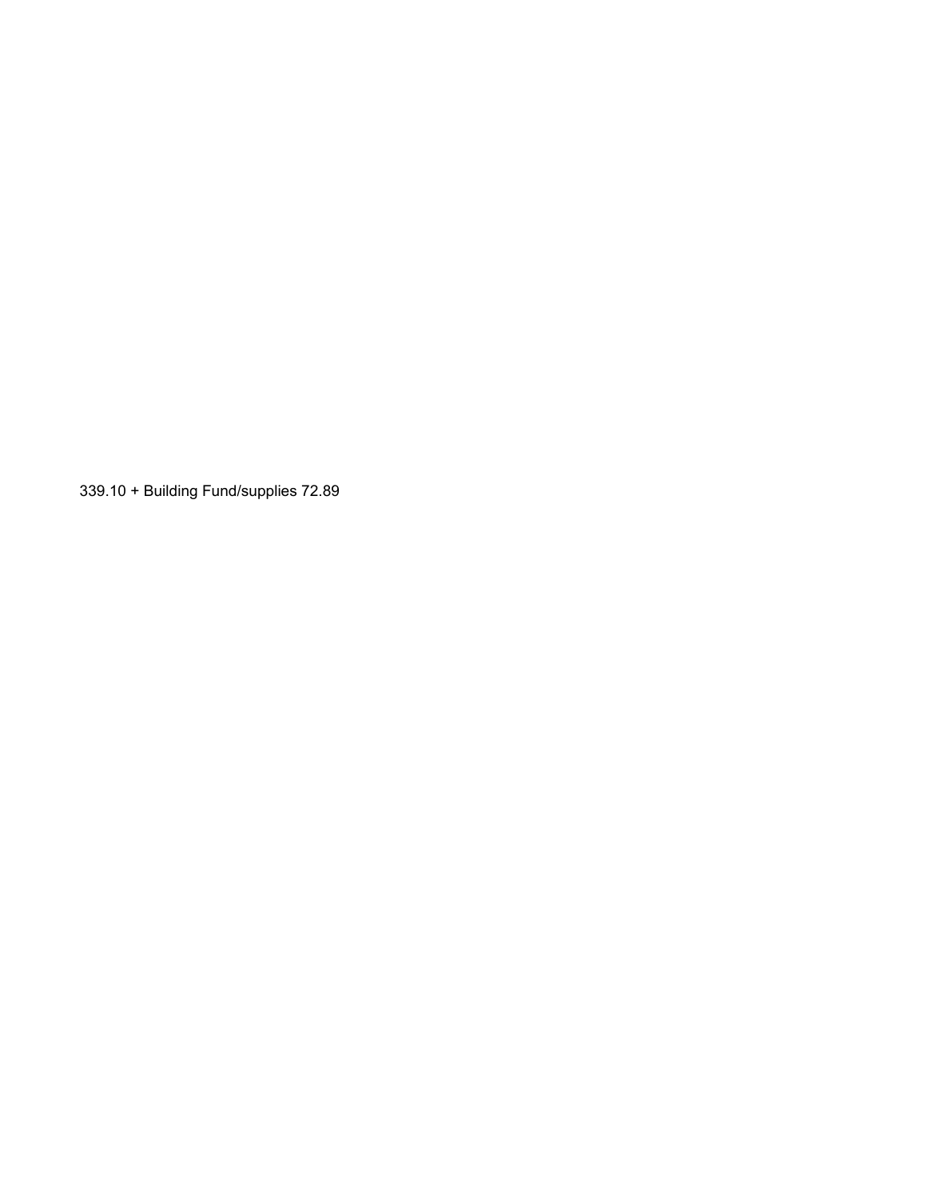339.10 + Building Fund/supplies 72.89